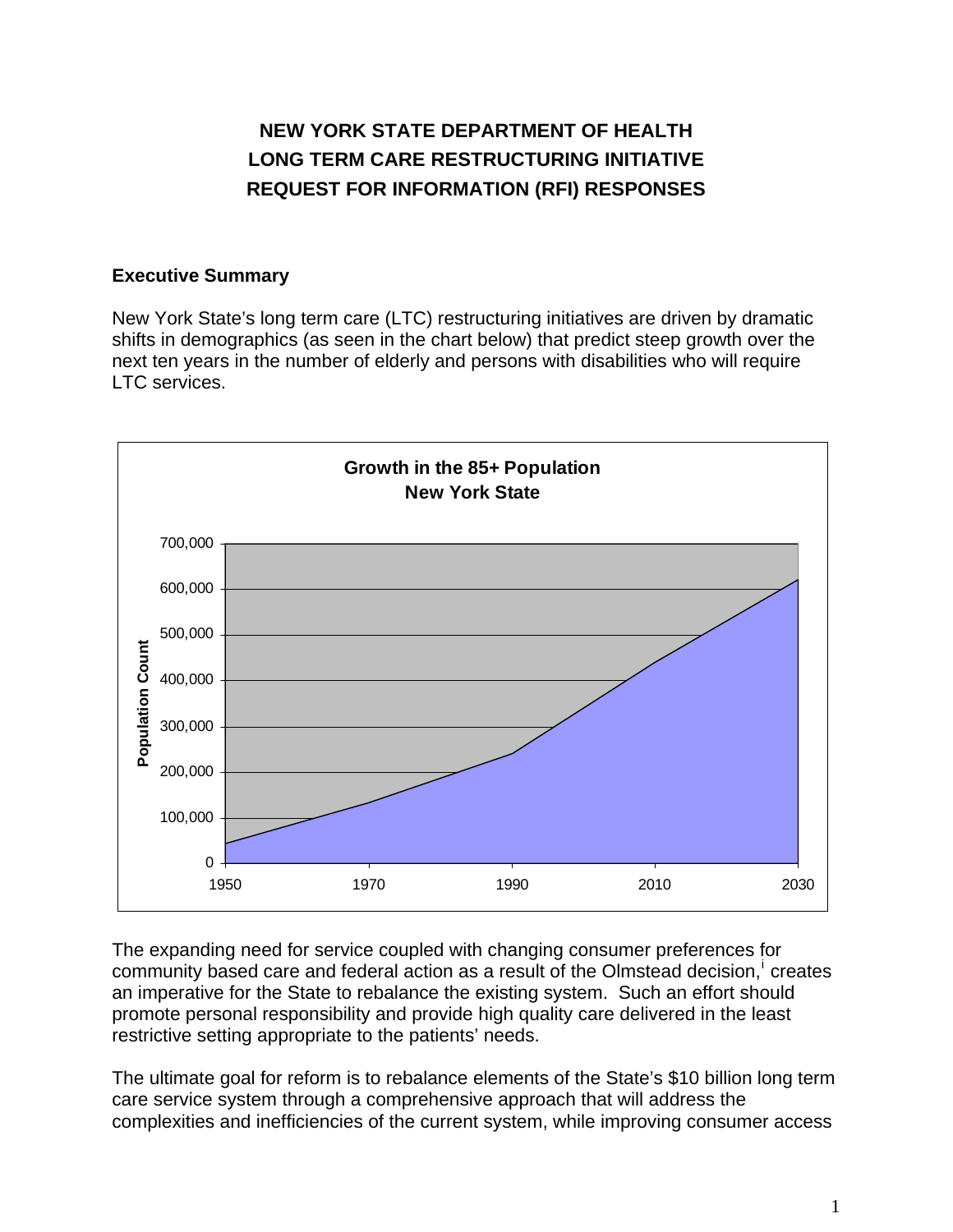# NEW YORK STATE DEPARTMENT OF HEALTH
# LONG TERM CARE RESTRUCTURING INITIATIVE
# REQUEST FOR INFORMATION (RFI) RESPONSES

## Executive Summary

New York State's long term care (LTC) restructuring initiatives are driven by dramatic shifts in demographics (as seen in the chart below) that predict steep growth over the next ten years in the number of elderly and persons with disabilities who will require LTC services.

**Growth in the 85+ Population**
**New York State**

The expanding need for service coupled with changing consumer preferences for community based care and federal action as a result of the Olmstead decision,[i] creates an imperative for the State to rebalance the existing system. Such an effort should promote personal responsibility and provide high quality care delivered in the least restrictive setting appropriate to the patients' needs.

The ultimate goal for reform is to rebalance elements of the State's $10 billion long term care service system through a comprehensive approach that will address the complexities and inefficiencies of the current system, while improving consumer access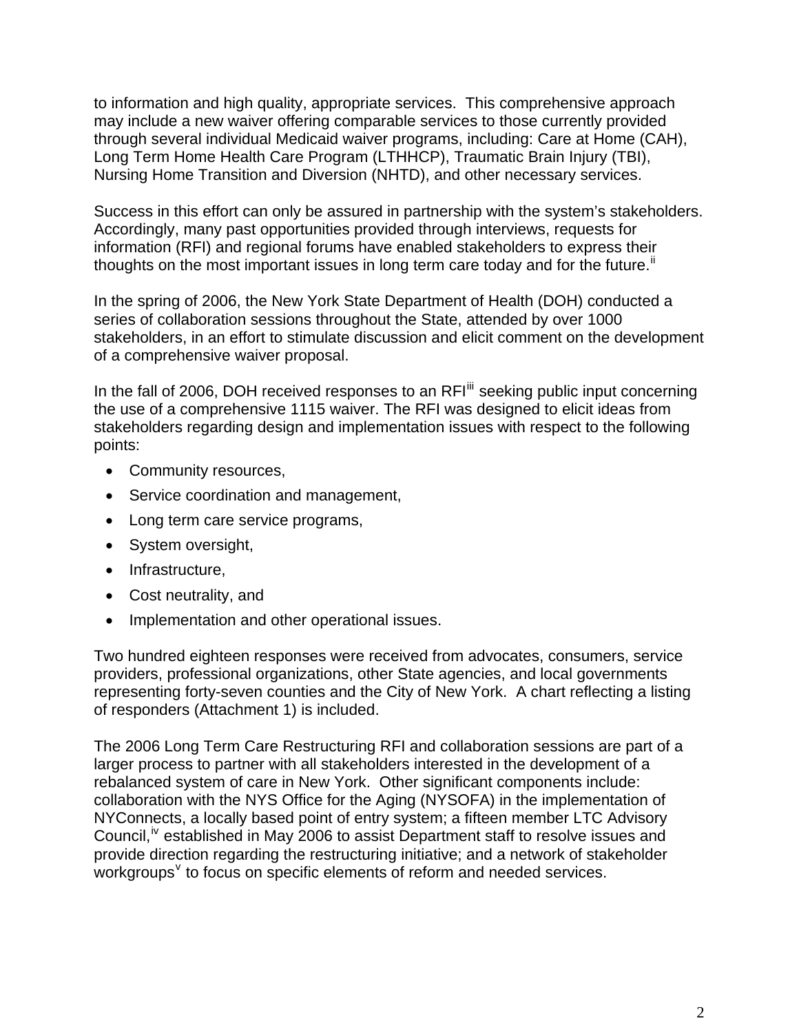to information and high quality, appropriate services. This comprehensive approach may include a new waiver offering comparable services to those currently provided through several individual Medicaid waiver programs, including: Care at Home (CAH), Long Term Home Health Care Program (LTHHCP), Traumatic Brain Injury (TBI), Nursing Home Transition and Diversion (NHTD), and other necessary services.

Success in this effort can only be assured in partnership with the system's stakeholders. Accordingly, many past opportunities provided through interviews, requests for information (RFI) and regional forums have enabled stakeholders to express their thoughts on the most important issues in long term care today and for the future.[ii]

In the spring of 2006, the New York State Department of Health (DOH) conducted a series of collaboration sessions throughout the State, attended by over 1000 stakeholders, in an effort to stimulate discussion and elicit comment on the development of a comprehensive waiver proposal.

In the fall of 2006, DOH received responses to an RFI[iii] seeking public input concerning the use of a comprehensive 1115 waiver. The RFI was designed to elicit ideas from stakeholders regarding design and implementation issues with respect to the following points:

- Community resources,
- Service coordination and management,
- Long term care service programs,
- System oversight,
- Infrastructure,
- Cost neutrality, and
- Implementation and other operational issues.

Two hundred eighteen responses were received from advocates, consumers, service providers, professional organizations, other State agencies, and local governments representing forty-seven counties and the City of New York. A chart reflecting a listing of responders (Attachment 1) is included.

The 2006 Long Term Care Restructuring RFI and collaboration sessions are part of a larger process to partner with all stakeholders interested in the development of a rebalanced system of care in New York. Other significant components include: collaboration with the NYS Office for the Aging (NYSOFA) in the implementation of NYConnects, a locally based point of entry system; a fifteen member LTC Advisory Council,[iv] established in May 2006 to assist Department staff to resolve issues and provide direction regarding the restructuring initiative; and a network of stakeholder workgroups[v] to focus on specific elements of reform and needed services.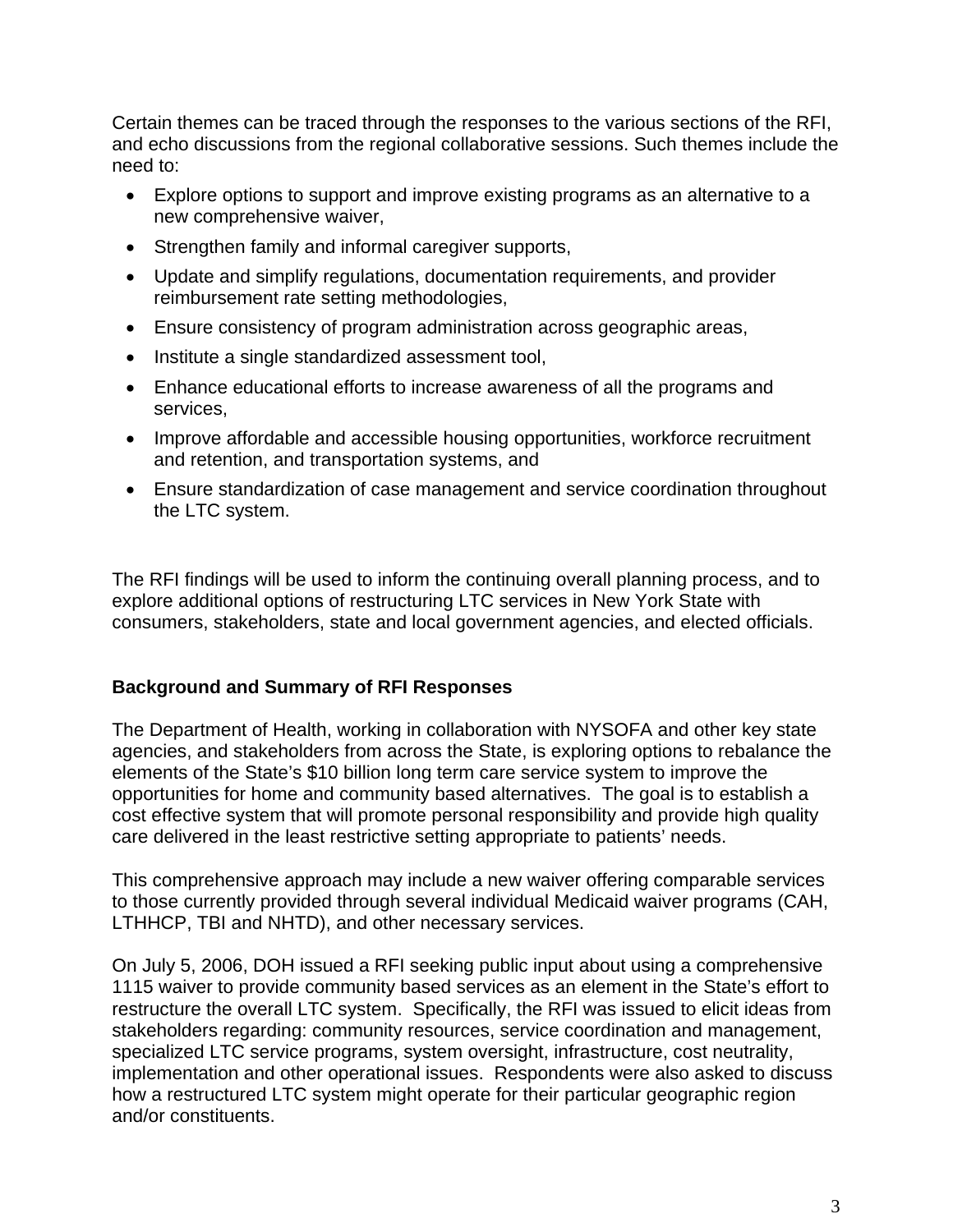Certain themes can be traced through the responses to the various sections of the RFI, and echo discussions from the regional collaborative sessions. Such themes include the need to:

- Explore options to support and improve existing programs as an alternative to a new comprehensive waiver,
- Strengthen family and informal caregiver supports,
- Update and simplify regulations, documentation requirements, and provider reimbursement rate setting methodologies,
- Ensure consistency of program administration across geographic areas,
- Institute a single standardized assessment tool,
- Enhance educational efforts to increase awareness of all the programs and services,
- Improve affordable and accessible housing opportunities, workforce recruitment and retention, and transportation systems, and
- Ensure standardization of case management and service coordination throughout the LTC system.

The RFI findings will be used to inform the continuing overall planning process, and to explore additional options of restructuring LTC services in New York State with consumers, stakeholders, state and local government agencies, and elected officials.

**Background and Summary of RFI Responses**

The Department of Health, working in collaboration with NYSOFA and other key state agencies, and stakeholders from across the State, is exploring options to rebalance the elements of the State's $10 billion long term care service system to improve the opportunities for home and community based alternatives. The goal is to establish a cost effective system that will promote personal responsibility and provide high quality care delivered in the least restrictive setting appropriate to patients' needs.

This comprehensive approach may include a new waiver offering comparable services to those currently provided through several individual Medicaid waiver programs (CAH, LTHHCP, TBI and NHTD), and other necessary services.

On July 5, 2006, DOH issued a RFI seeking public input about using a comprehensive 1115 waiver to provide community based services as an element in the State's effort to restructure the overall LTC system. Specifically, the RFI was issued to elicit ideas from stakeholders regarding: community resources, service coordination and management, specialized LTC service programs, system oversight, infrastructure, cost neutrality, implementation and other operational issues. Respondents were also asked to discuss how a restructured LTC system might operate for their particular geographic region and/or constituents.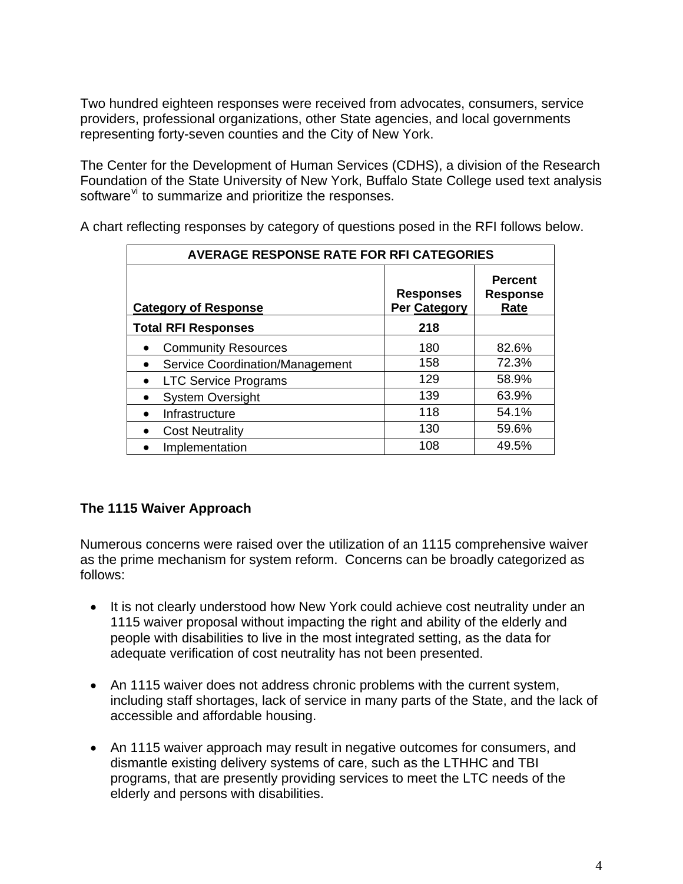Two hundred eighteen responses were received from advocates, consumers, service providers, professional organizations, other State agencies, and local governments representing forty-seven counties and the City of New York.

The Center for the Development of Human Services (CDHS), a division of the Research Foundation of the State University of New York, Buffalo State College used text analysis software[vi] to summarize and prioritize the responses.

A chart reflecting responses by category of questions posed in the RFI follows below.

| AVERAGE RESPONSE RATE FOR RFI CATEGORIES | | |
|---|---|---|
| **Category of Response** | **Responses Per Category** | **Percent Response Rate** |
| **Total RFI Responses** | **218** | |
| • Community Resources | 180 | 82.6% |
| • Service Coordination/Management | 158 | 72.3% |
| • LTC Service Programs | 129 | 58.9% |
| • System Oversight | 139 | 63.9% |
| • Infrastructure | 118 | 54.1% |
| • Cost Neutrality | 130 | 59.6% |
| • Implementation | 108 | 49.5% |

**The 1115 Waiver Approach**

Numerous concerns were raised over the utilization of an 1115 comprehensive waiver as the prime mechanism for system reform. Concerns can be broadly categorized as follows:

- It is not clearly understood how New York could achieve cost neutrality under an 1115 waiver proposal without impacting the right and ability of the elderly and people with disabilities to live in the most integrated setting, as the data for adequate verification of cost neutrality has not been presented.

- An 1115 waiver does not address chronic problems with the current system, including staff shortages, lack of service in many parts of the State, and the lack of accessible and affordable housing.

- An 1115 waiver approach may result in negative outcomes for consumers, and dismantle existing delivery systems of care, such as the LTHHC and TBI programs, that are presently providing services to meet the LTC needs of the elderly and persons with disabilities.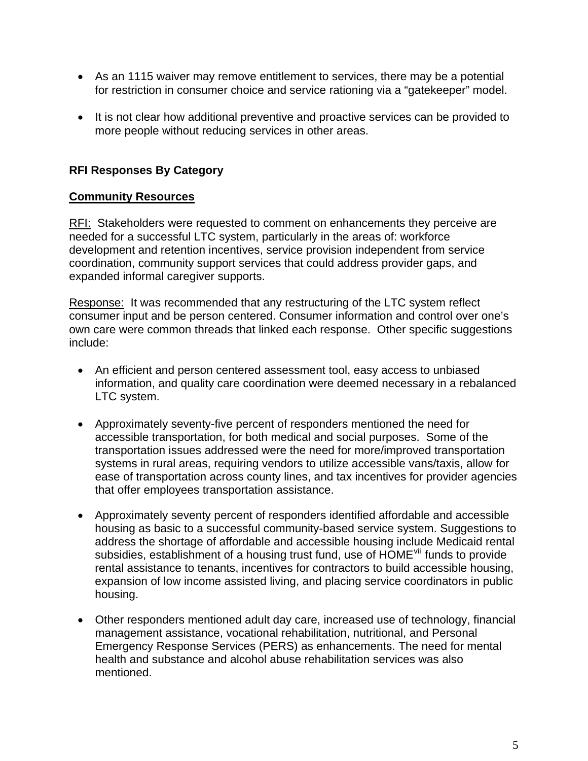- As an 1115 waiver may remove entitlement to services, there may be a potential for restriction in consumer choice and service rationing via a "gatekeeper" model.

- It is not clear how additional preventive and proactive services can be provided to more people without reducing services in other areas.

**RFI Responses By Category**

**Community Resources**

RFI: Stakeholders were requested to comment on enhancements they perceive are needed for a successful LTC system, particularly in the areas of: workforce development and retention incentives, service provision independent from service coordination, community support services that could address provider gaps, and expanded informal caregiver supports.

Response: It was recommended that any restructuring of the LTC system reflect consumer input and be person centered. Consumer information and control over one's own care were common threads that linked each response. Other specific suggestions include:

- An efficient and person centered assessment tool, easy access to unbiased information, and quality care coordination were deemed necessary in a rebalanced LTC system.

- Approximately seventy-five percent of responders mentioned the need for accessible transportation, for both medical and social purposes. Some of the transportation issues addressed were the need for more/improved transportation systems in rural areas, requiring vendors to utilize accessible vans/taxis, allow for ease of transportation across county lines, and tax incentives for provider agencies that offer employees transportation assistance.

- Approximately seventy percent of responders identified affordable and accessible housing as basic to a successful community-based service system. Suggestions to address the shortage of affordable and accessible housing include Medicaid rental subsidies, establishment of a housing trust fund, use of HOME[vii] funds to provide rental assistance to tenants, incentives for contractors to build accessible housing, expansion of low income assisted living, and placing service coordinators in public housing.

- Other responders mentioned adult day care, increased use of technology, financial management assistance, vocational rehabilitation, nutritional, and Personal Emergency Response Services (PERS) as enhancements. The need for mental health and substance and alcohol abuse rehabilitation services was also mentioned.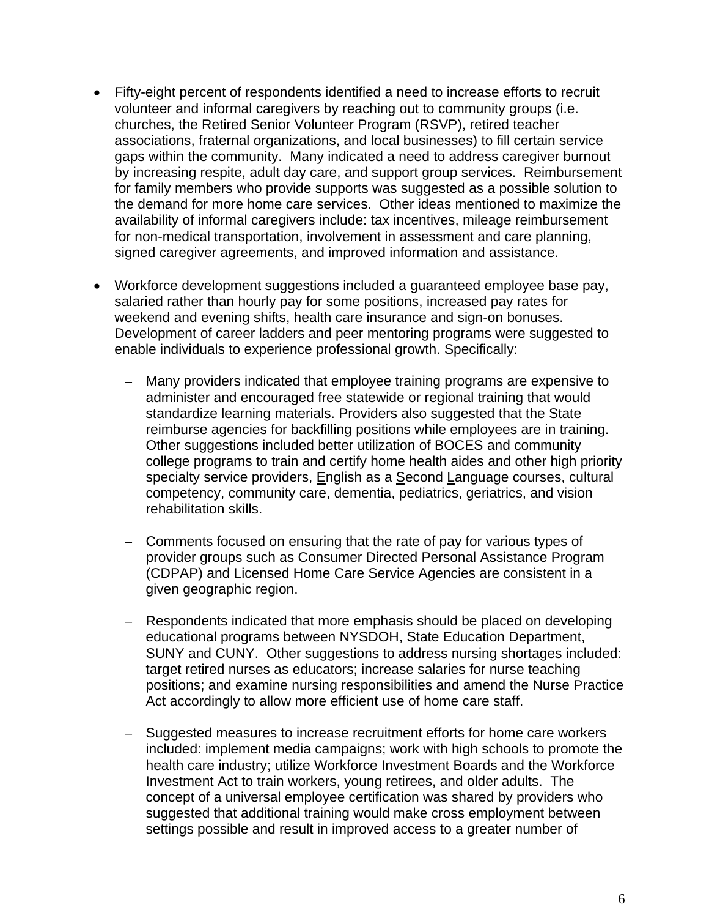- Fifty-eight percent of respondents identified a need to increase efforts to recruit volunteer and informal caregivers by reaching out to community groups (i.e. churches, the Retired Senior Volunteer Program (RSVP), retired teacher associations, fraternal organizations, and local businesses) to fill certain service gaps within the community. Many indicated a need to address caregiver burnout by increasing respite, adult day care, and support group services. Reimbursement for family members who provide supports was suggested as a possible solution to the demand for more home care services. Other ideas mentioned to maximize the availability of informal caregivers include: tax incentives, mileage reimbursement for non-medical transportation, involvement in assessment and care planning, signed caregiver agreements, and improved information and assistance.

- Workforce development suggestions included a guaranteed employee base pay, salaried rather than hourly pay for some positions, increased pay rates for weekend and evening shifts, health care insurance and sign-on bonuses. Development of career ladders and peer mentoring programs were suggested to enable individuals to experience professional growth. Specifically:

  - Many providers indicated that employee training programs are expensive to administer and encouraged free statewide or regional training that would standardize learning materials. Providers also suggested that the State reimburse agencies for backfilling positions while employees are in training. Other suggestions included better utilization of BOCES and community college programs to train and certify home health aides and other high priority specialty service providers, English as a Second Language courses, cultural competency, community care, dementia, pediatrics, geriatrics, and vision rehabilitation skills.

  - Comments focused on ensuring that the rate of pay for various types of provider groups such as Consumer Directed Personal Assistance Program (CDPAP) and Licensed Home Care Service Agencies are consistent in a given geographic region.

  - Respondents indicated that more emphasis should be placed on developing educational programs between NYSDOH, State Education Department, SUNY and CUNY. Other suggestions to address nursing shortages included: target retired nurses as educators; increase salaries for nurse teaching positions; and examine nursing responsibilities and amend the Nurse Practice Act accordingly to allow more efficient use of home care staff.

  - Suggested measures to increase recruitment efforts for home care workers included: implement media campaigns; work with high schools to promote the health care industry; utilize Workforce Investment Boards and the Workforce Investment Act to train workers, young retirees, and older adults. The concept of a universal employee certification was shared by providers who suggested that additional training would make cross employment between settings possible and result in improved access to a greater number of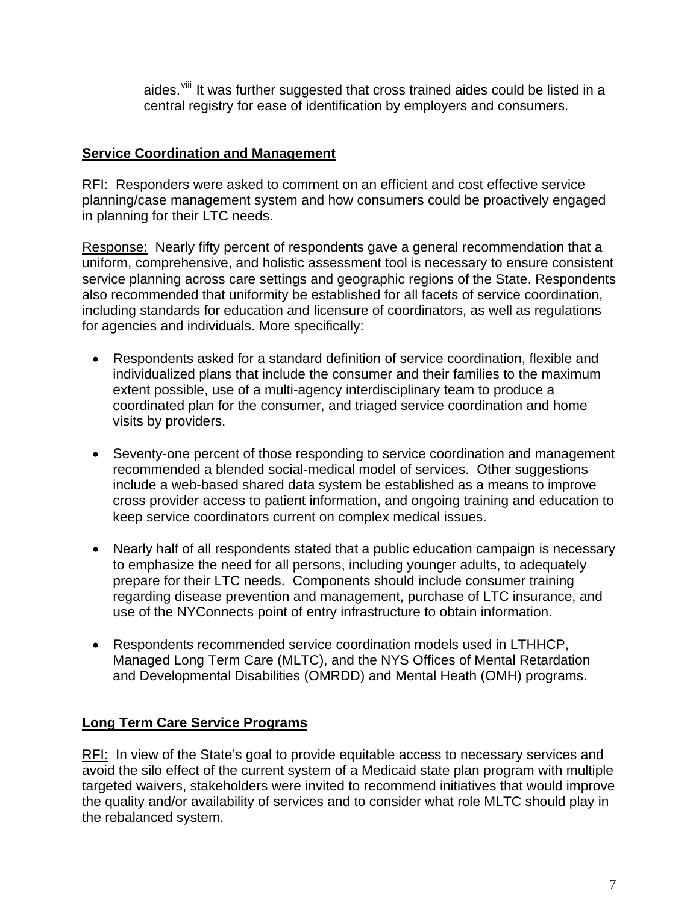aides.[viii] It was further suggested that cross trained aides could be listed in a central registry for ease of identification by employers and consumers.

## Service Coordination and Management

RFI: Responders were asked to comment on an efficient and cost effective service planning/case management system and how consumers could be proactively engaged in planning for their LTC needs.

Response: Nearly fifty percent of respondents gave a general recommendation that a uniform, comprehensive, and holistic assessment tool is necessary to ensure consistent service planning across care settings and geographic regions of the State. Respondents also recommended that uniformity be established for all facets of service coordination, including standards for education and licensure of coordinators, as well as regulations for agencies and individuals. More specifically:

- Respondents asked for a standard definition of service coordination, flexible and individualized plans that include the consumer and their families to the maximum extent possible, use of a multi-agency interdisciplinary team to produce a coordinated plan for the consumer, and triaged service coordination and home visits by providers.

- Seventy-one percent of those responding to service coordination and management recommended a blended social-medical model of services. Other suggestions include a web-based shared data system be established as a means to improve cross provider access to patient information, and ongoing training and education to keep service coordinators current on complex medical issues.

- Nearly half of all respondents stated that a public education campaign is necessary to emphasize the need for all persons, including younger adults, to adequately prepare for their LTC needs. Components should include consumer training regarding disease prevention and management, purchase of LTC insurance, and use of the NYConnects point of entry infrastructure to obtain information.

- Respondents recommended service coordination models used in LTHHCP, Managed Long Term Care (MLTC), and the NYS Offices of Mental Retardation and Developmental Disabilities (OMRDD) and Mental Heath (OMH) programs.

## Long Term Care Service Programs

RFI: In view of the State's goal to provide equitable access to necessary services and avoid the silo effect of the current system of a Medicaid state plan program with multiple targeted waivers, stakeholders were invited to recommend initiatives that would improve the quality and/or availability of services and to consider what role MLTC should play in the rebalanced system.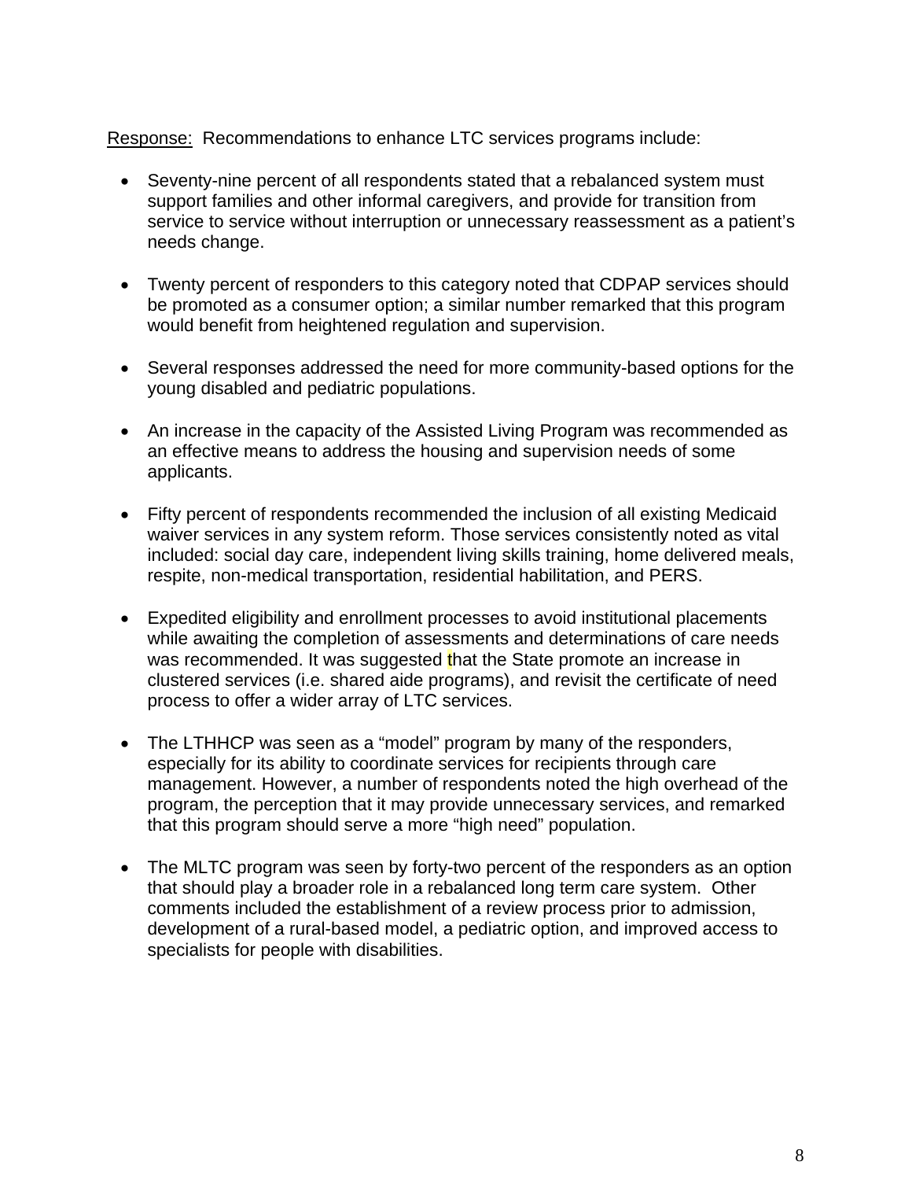<u>Response:</u>  Recommendations to enhance LTC services programs include:

- Seventy-nine percent of all respondents stated that a rebalanced system must support families and other informal caregivers, and provide for transition from service to service without interruption or unnecessary reassessment as a patient's needs change.

- Twenty percent of responders to this category noted that CDPAP services should be promoted as a consumer option; a similar number remarked that this program would benefit from heightened regulation and supervision.

- Several responses addressed the need for more community-based options for the young disabled and pediatric populations.

- An increase in the capacity of the Assisted Living Program was recommended as an effective means to address the housing and supervision needs of some applicants.

- Fifty percent of respondents recommended the inclusion of all existing Medicaid waiver services in any system reform. Those services consistently noted as vital included: social day care, independent living skills training, home delivered meals, respite, non-medical transportation, residential habilitation, and PERS.

- Expedited eligibility and enrollment processes to avoid institutional placements while awaiting the completion of assessments and determinations of care needs was recommended. It was suggested that the State promote an increase in clustered services (i.e. shared aide programs), and revisit the certificate of need process to offer a wider array of LTC services.

- The LTHHCP was seen as a "model" program by many of the responders, especially for its ability to coordinate services for recipients through care management. However, a number of respondents noted the high overhead of the program, the perception that it may provide unnecessary services, and remarked that this program should serve a more "high need" population.

- The MLTC program was seen by forty-two percent of the responders as an option that should play a broader role in a rebalanced long term care system. Other comments included the establishment of a review process prior to admission, development of a rural-based model, a pediatric option, and improved access to specialists for people with disabilities.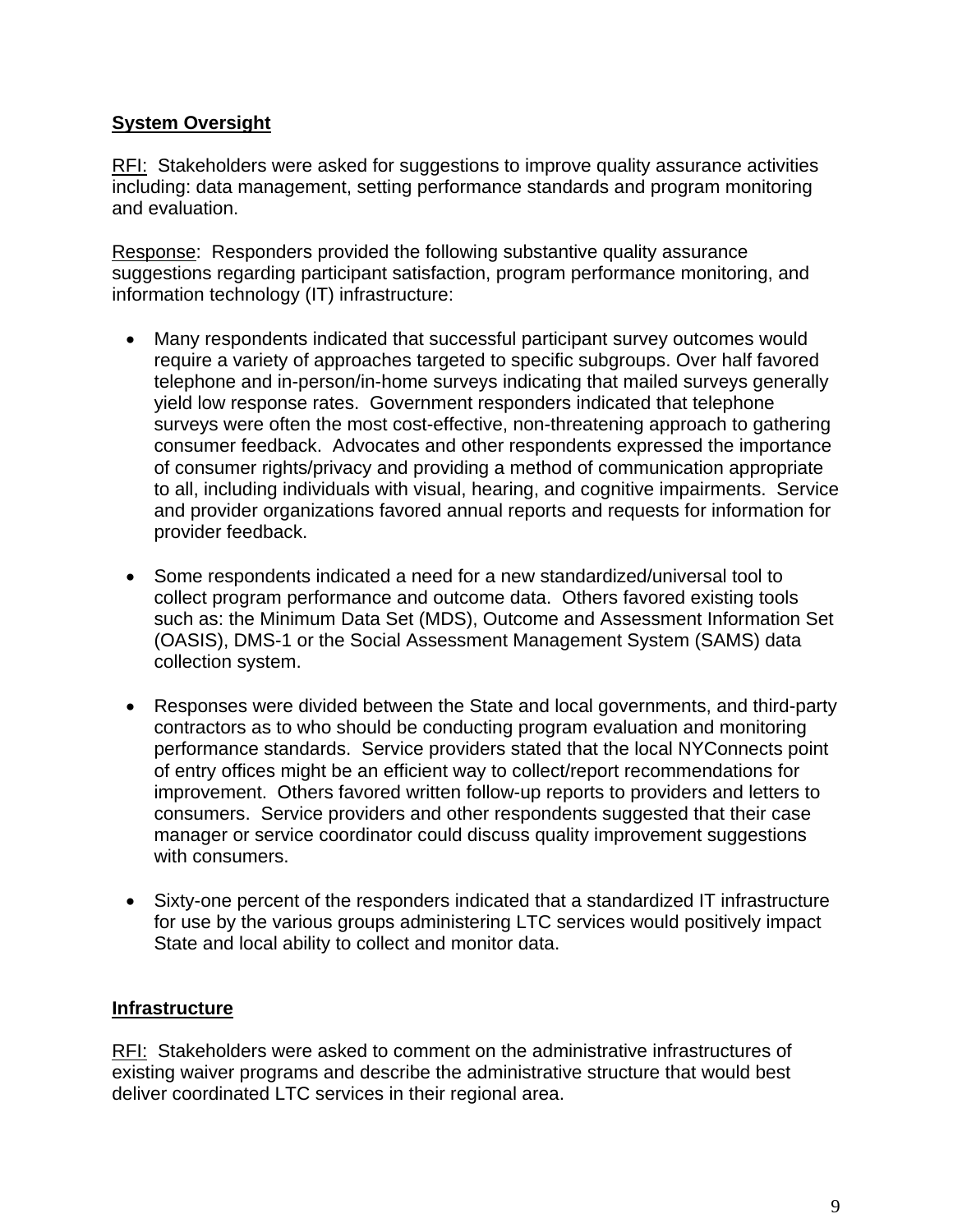## System Oversight

RFI: Stakeholders were asked for suggestions to improve quality assurance activities including: data management, setting performance standards and program monitoring and evaluation.

Response: Responders provided the following substantive quality assurance suggestions regarding participant satisfaction, program performance monitoring, and information technology (IT) infrastructure:

- Many respondents indicated that successful participant survey outcomes would require a variety of approaches targeted to specific subgroups. Over half favored telephone and in-person/in-home surveys indicating that mailed surveys generally yield low response rates. Government responders indicated that telephone surveys were often the most cost-effective, non-threatening approach to gathering consumer feedback. Advocates and other respondents expressed the importance of consumer rights/privacy and providing a method of communication appropriate to all, including individuals with visual, hearing, and cognitive impairments. Service and provider organizations favored annual reports and requests for information for provider feedback.

- Some respondents indicated a need for a new standardized/universal tool to collect program performance and outcome data. Others favored existing tools such as: the Minimum Data Set (MDS), Outcome and Assessment Information Set (OASIS), DMS-1 or the Social Assessment Management System (SAMS) data collection system.

- Responses were divided between the State and local governments, and third-party contractors as to who should be conducting program evaluation and monitoring performance standards. Service providers stated that the local NYConnects point of entry offices might be an efficient way to collect/report recommendations for improvement. Others favored written follow-up reports to providers and letters to consumers. Service providers and other respondents suggested that their case manager or service coordinator could discuss quality improvement suggestions with consumers.

- Sixty-one percent of the responders indicated that a standardized IT infrastructure for use by the various groups administering LTC services would positively impact State and local ability to collect and monitor data.

## Infrastructure

RFI: Stakeholders were asked to comment on the administrative infrastructures of existing waiver programs and describe the administrative structure that would best deliver coordinated LTC services in their regional area.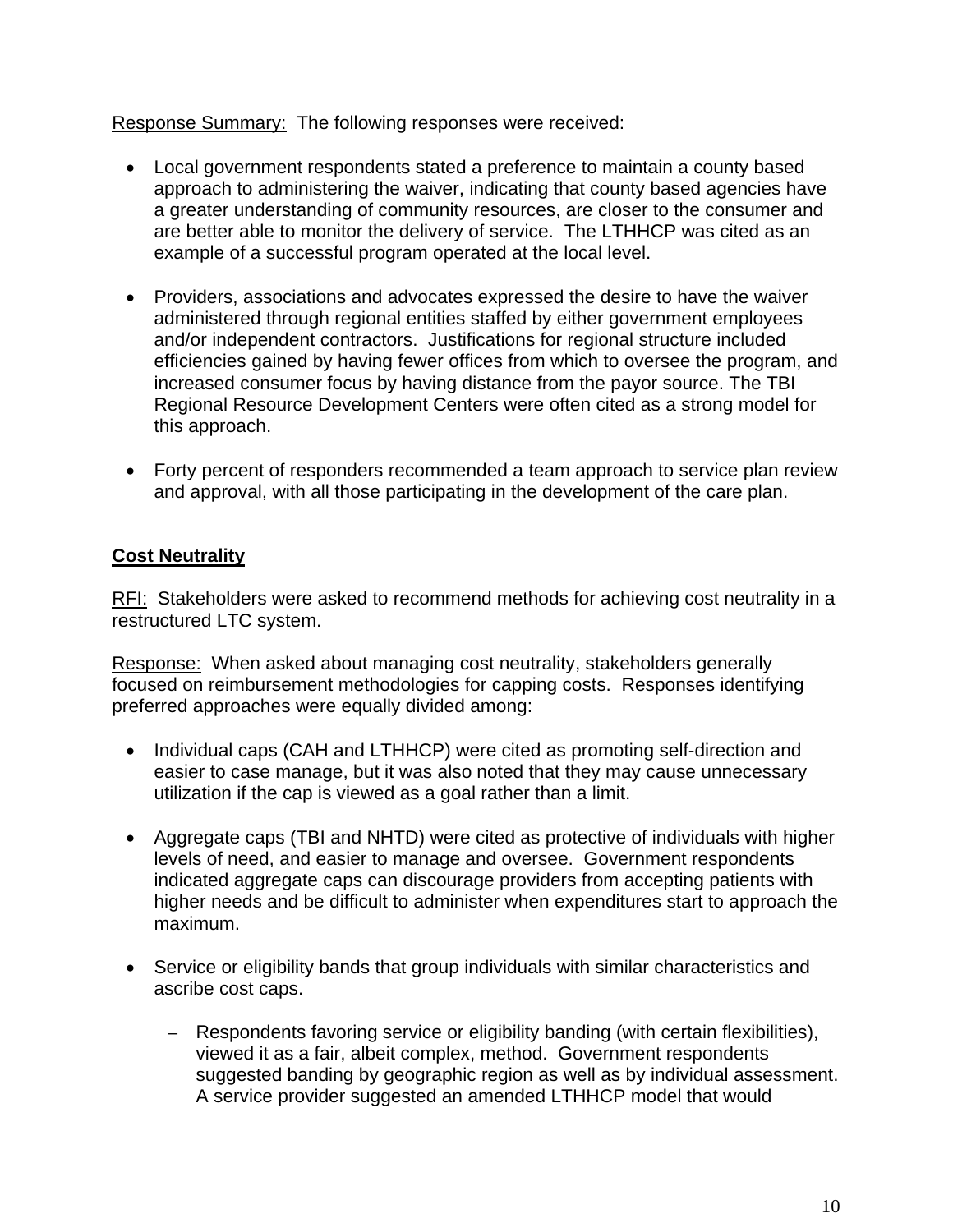Response Summary: The following responses were received:

- Local government respondents stated a preference to maintain a county based approach to administering the waiver, indicating that county based agencies have a greater understanding of community resources, are closer to the consumer and are better able to monitor the delivery of service. The LTHHCP was cited as an example of a successful program operated at the local level.

- Providers, associations and advocates expressed the desire to have the waiver administered through regional entities staffed by either government employees and/or independent contractors. Justifications for regional structure included efficiencies gained by having fewer offices from which to oversee the program, and increased consumer focus by having distance from the payor source. The TBI Regional Resource Development Centers were often cited as a strong model for this approach.

- Forty percent of responders recommended a team approach to service plan review and approval, with all those participating in the development of the care plan.

**Cost Neutrality**

RFI: Stakeholders were asked to recommend methods for achieving cost neutrality in a restructured LTC system.

Response: When asked about managing cost neutrality, stakeholders generally focused on reimbursement methodologies for capping costs. Responses identifying preferred approaches were equally divided among:

- Individual caps (CAH and LTHHCP) were cited as promoting self-direction and easier to case manage, but it was also noted that they may cause unnecessary utilization if the cap is viewed as a goal rather than a limit.

- Aggregate caps (TBI and NHTD) were cited as protective of individuals with higher levels of need, and easier to manage and oversee. Government respondents indicated aggregate caps can discourage providers from accepting patients with higher needs and be difficult to administer when expenditures start to approach the maximum.

- Service or eligibility bands that group individuals with similar characteristics and ascribe cost caps.

  - Respondents favoring service or eligibility banding (with certain flexibilities), viewed it as a fair, albeit complex, method. Government respondents suggested banding by geographic region as well as by individual assessment. A service provider suggested an amended LTHHCP model that would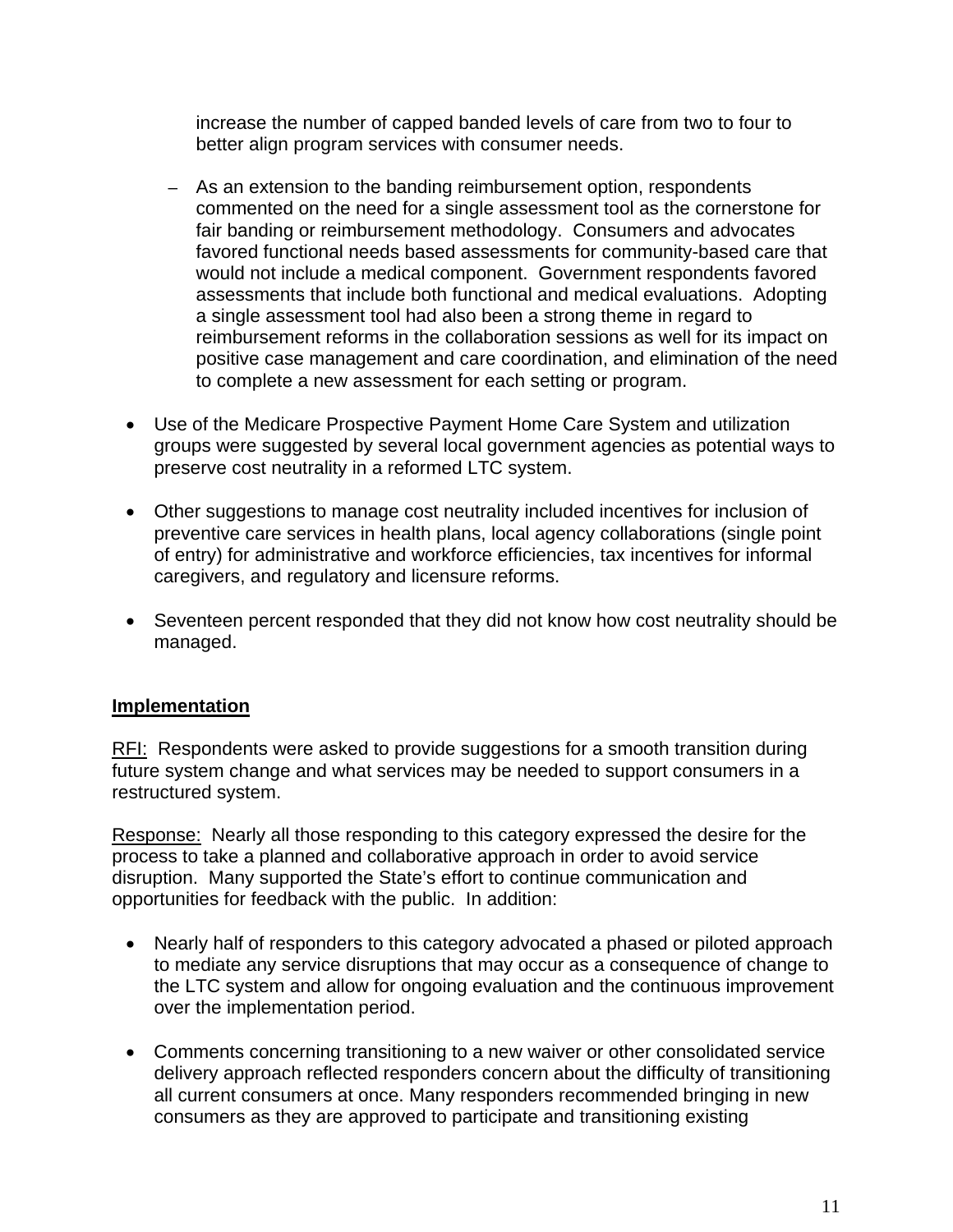increase the number of capped banded levels of care from two to four to better align program services with consumer needs.

  - As an extension to the banding reimbursement option, respondents commented on the need for a single assessment tool as the cornerstone for fair banding or reimbursement methodology. Consumers and advocates favored functional needs based assessments for community-based care that would not include a medical component. Government respondents favored assessments that include both functional and medical evaluations. Adopting a single assessment tool had also been a strong theme in regard to reimbursement reforms in the collaboration sessions as well for its impact on positive case management and care coordination, and elimination of the need to complete a new assessment for each setting or program.

- Use of the Medicare Prospective Payment Home Care System and utilization groups were suggested by several local government agencies as potential ways to preserve cost neutrality in a reformed LTC system.

- Other suggestions to manage cost neutrality included incentives for inclusion of preventive care services in health plans, local agency collaborations (single point of entry) for administrative and workforce efficiencies, tax incentives for informal caregivers, and regulatory and licensure reforms.

- Seventeen percent responded that they did not know how cost neutrality should be managed.

**Implementation**

RFI: Respondents were asked to provide suggestions for a smooth transition during future system change and what services may be needed to support consumers in a restructured system.

Response: Nearly all those responding to this category expressed the desire for the process to take a planned and collaborative approach in order to avoid service disruption. Many supported the State's effort to continue communication and opportunities for feedback with the public. In addition:

- Nearly half of responders to this category advocated a phased or piloted approach to mediate any service disruptions that may occur as a consequence of change to the LTC system and allow for ongoing evaluation and the continuous improvement over the implementation period.

- Comments concerning transitioning to a new waiver or other consolidated service delivery approach reflected responders concern about the difficulty of transitioning all current consumers at once. Many responders recommended bringing in new consumers as they are approved to participate and transitioning existing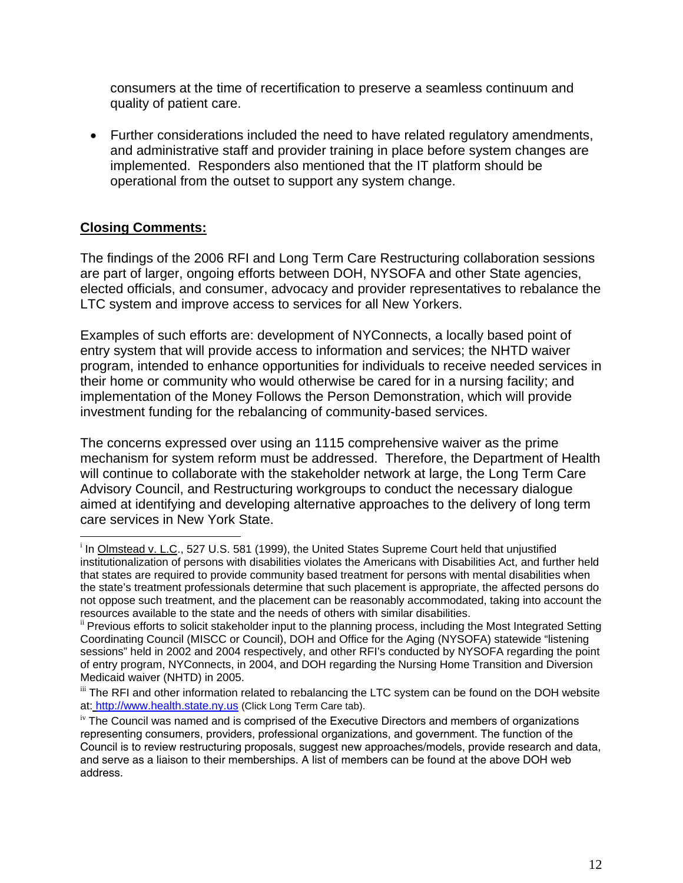consumers at the time of recertification to preserve a seamless continuum and quality of patient care.

- Further considerations included the need to have related regulatory amendments, and administrative staff and provider training in place before system changes are implemented. Responders also mentioned that the IT platform should be operational from the outset to support any system change.

**Closing Comments:**

The findings of the 2006 RFI and Long Term Care Restructuring collaboration sessions are part of larger, ongoing efforts between DOH, NYSOFA and other State agencies, elected officials, and consumer, advocacy and provider representatives to rebalance the LTC system and improve access to services for all New Yorkers.

Examples of such efforts are: development of NYConnects, a locally based point of entry system that will provide access to information and services; the NHTD waiver program, intended to enhance opportunities for individuals to receive needed services in their home or community who would otherwise be cared for in a nursing facility; and implementation of the Money Follows the Person Demonstration, which will provide investment funding for the rebalancing of community-based services.

The concerns expressed over using an 1115 comprehensive waiver as the prime mechanism for system reform must be addressed. Therefore, the Department of Health will continue to collaborate with the stakeholder network at large, the Long Term Care Advisory Council, and Restructuring workgroups to conduct the necessary dialogue aimed at identifying and developing alternative approaches to the delivery of long term care services in New York State.

---

[i] In Olmstead v. L.C., 527 U.S. 581 (1999), the United States Supreme Court held that unjustified institutionalization of persons with disabilities violates the Americans with Disabilities Act, and further held that states are required to provide community based treatment for persons with mental disabilities when the state's treatment professionals determine that such placement is appropriate, the affected persons do not oppose such treatment, and the placement can be reasonably accommodated, taking into account the resources available to the state and the needs of others with similar disabilities.

[ii] Previous efforts to solicit stakeholder input to the planning process, including the Most Integrated Setting Coordinating Council (MISCC or Council), DOH and Office for the Aging (NYSOFA) statewide "listening sessions" held in 2002 and 2004 respectively, and other RFI's conducted by NYSOFA regarding the point of entry program, NYConnects, in 2004, and DOH regarding the Nursing Home Transition and Diversion Medicaid waiver (NHTD) in 2005.

[iii] The RFI and other information related to rebalancing the LTC system can be found on the DOH website at: http://www.health.state.ny.us (Click Long Term Care tab).

[iv] The Council was named and is comprised of the Executive Directors and members of organizations representing consumers, providers, professional organizations, and government. The function of the Council is to review restructuring proposals, suggest new approaches/models, provide research and data, and serve as a liaison to their memberships. A list of members can be found at the above DOH web address.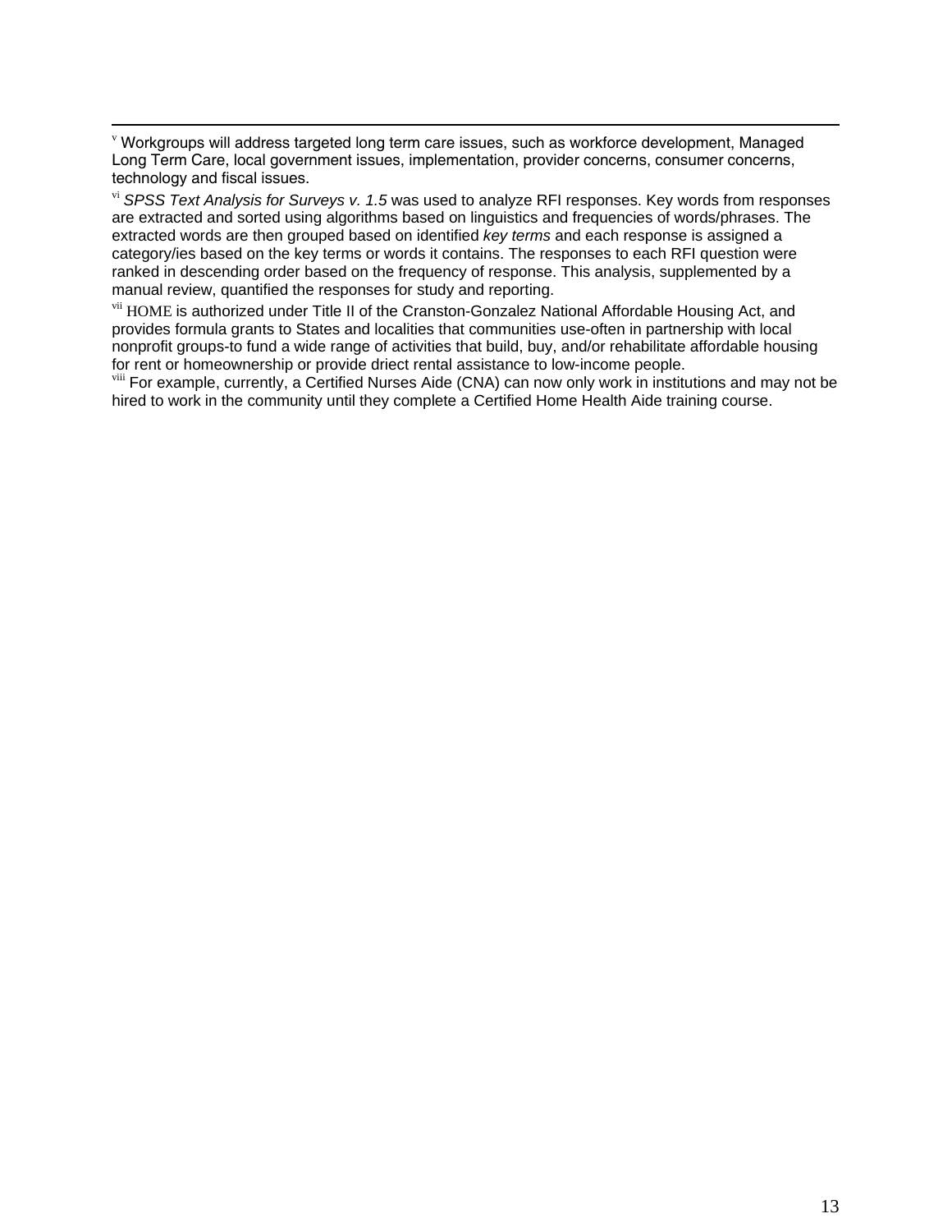[v] Workgroups will address targeted long term care issues, such as workforce development, Managed Long Term Care, local government issues, implementation, provider concerns, consumer concerns, technology and fiscal issues.

[vi] *SPSS Text Analysis for Surveys v. 1.5* was used to analyze RFI responses. Key words from responses are extracted and sorted using algorithms based on linguistics and frequencies of words/phrases. The extracted words are then grouped based on identified *key terms* and each response is assigned a category/ies based on the key terms or words it contains. The responses to each RFI question were ranked in descending order based on the frequency of response. This analysis, supplemented by a manual review, quantified the responses for study and reporting.

[vii] HOME is authorized under Title II of the Cranston-Gonzalez National Affordable Housing Act, and provides formula grants to States and localities that communities use-often in partnership with local nonprofit groups-to fund a wide range of activities that build, buy, and/or rehabilitate affordable housing for rent or homeownership or provide driect rental assistance to low-income people.

[viii] For example, currently, a Certified Nurses Aide (CNA) can now only work in institutions and may not be hired to work in the community until they complete a Certified Home Health Aide training course.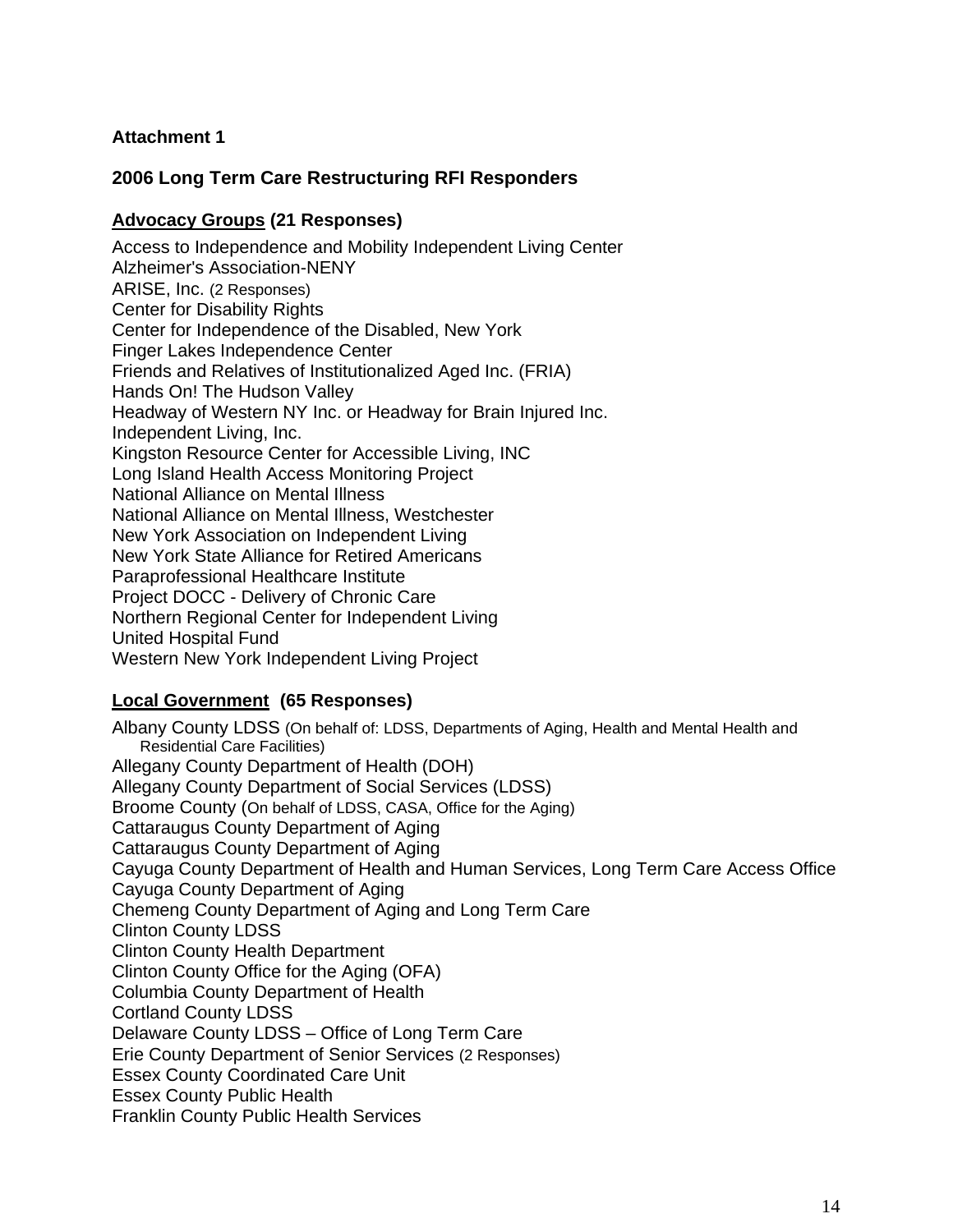**Attachment 1**

## 2006 Long Term Care Restructuring RFI Responders

### <u>Advocacy Groups</u> (21 Responses)

Access to Independence and Mobility Independent Living Center
Alzheimer's Association-NENY
ARISE, Inc. (2 Responses)
Center for Disability Rights
Center for Independence of the Disabled, New York
Finger Lakes Independence Center
Friends and Relatives of Institutionalized Aged Inc. (FRIA)
Hands On! The Hudson Valley
Headway of Western NY Inc. or Headway for Brain Injured Inc.
Independent Living, Inc.
Kingston Resource Center for Accessible Living, INC
Long Island Health Access Monitoring Project
National Alliance on Mental Illness
National Alliance on Mental Illness, Westchester
New York Association on Independent Living
New York State Alliance for Retired Americans
Paraprofessional Healthcare Institute
Project DOCC - Delivery of Chronic Care
Northern Regional Center for Independent Living
United Hospital Fund
Western New York Independent Living Project

### <u>Local Government</u> (65 Responses)

Albany County LDSS (On behalf of: LDSS, Departments of Aging, Health and Mental Health and Residential Care Facilities)
Allegany County Department of Health (DOH)
Allegany County Department of Social Services (LDSS)
Broome County (On behalf of LDSS, CASA, Office for the Aging)
Cattaraugus County Department of Aging
Cattaraugus County Department of Aging
Cayuga County Department of Health and Human Services, Long Term Care Access Office
Cayuga County Department of Aging
Chemeng County Department of Aging and Long Term Care
Clinton County LDSS
Clinton County Health Department
Clinton County Office for the Aging (OFA)
Columbia County Department of Health
Cortland County LDSS
Delaware County LDSS – Office of Long Term Care
Erie County Department of Senior Services (2 Responses)
Essex County Coordinated Care Unit
Essex County Public Health
Franklin County Public Health Services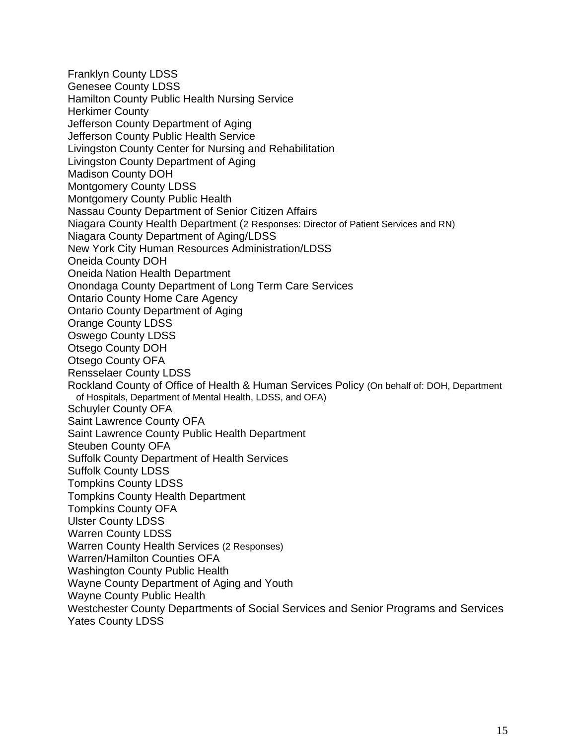Franklyn County LDSS
Genesee County LDSS
Hamilton County Public Health Nursing Service
Herkimer County
Jefferson County Department of Aging
Jefferson County Public Health Service
Livingston County Center for Nursing and Rehabilitation
Livingston County Department of Aging
Madison County DOH
Montgomery County LDSS
Montgomery County Public Health
Nassau County Department of Senior Citizen Affairs
Niagara County Health Department (2 Responses: Director of Patient Services and RN)
Niagara County Department of Aging/LDSS
New York City Human Resources Administration/LDSS
Oneida County DOH
Oneida Nation Health Department
Onondaga County Department of Long Term Care Services
Ontario County Home Care Agency
Ontario County Department of Aging
Orange County LDSS
Oswego County LDSS
Otsego County DOH
Otsego County OFA
Rensselaer County LDSS
Rockland County of Office of Health & Human Services Policy (On behalf of: DOH, Department of Hospitals, Department of Mental Health, LDSS, and OFA)
Schuyler County OFA
Saint Lawrence County OFA
Saint Lawrence County Public Health Department
Steuben County OFA
Suffolk County Department of Health Services
Suffolk County LDSS
Tompkins County LDSS
Tompkins County Health Department
Tompkins County OFA
Ulster County LDSS
Warren County LDSS
Warren County Health Services (2 Responses)
Warren/Hamilton Counties OFA
Washington County Public Health
Wayne County Department of Aging and Youth
Wayne County Public Health
Westchester County Departments of Social Services and Senior Programs and Services
Yates County LDSS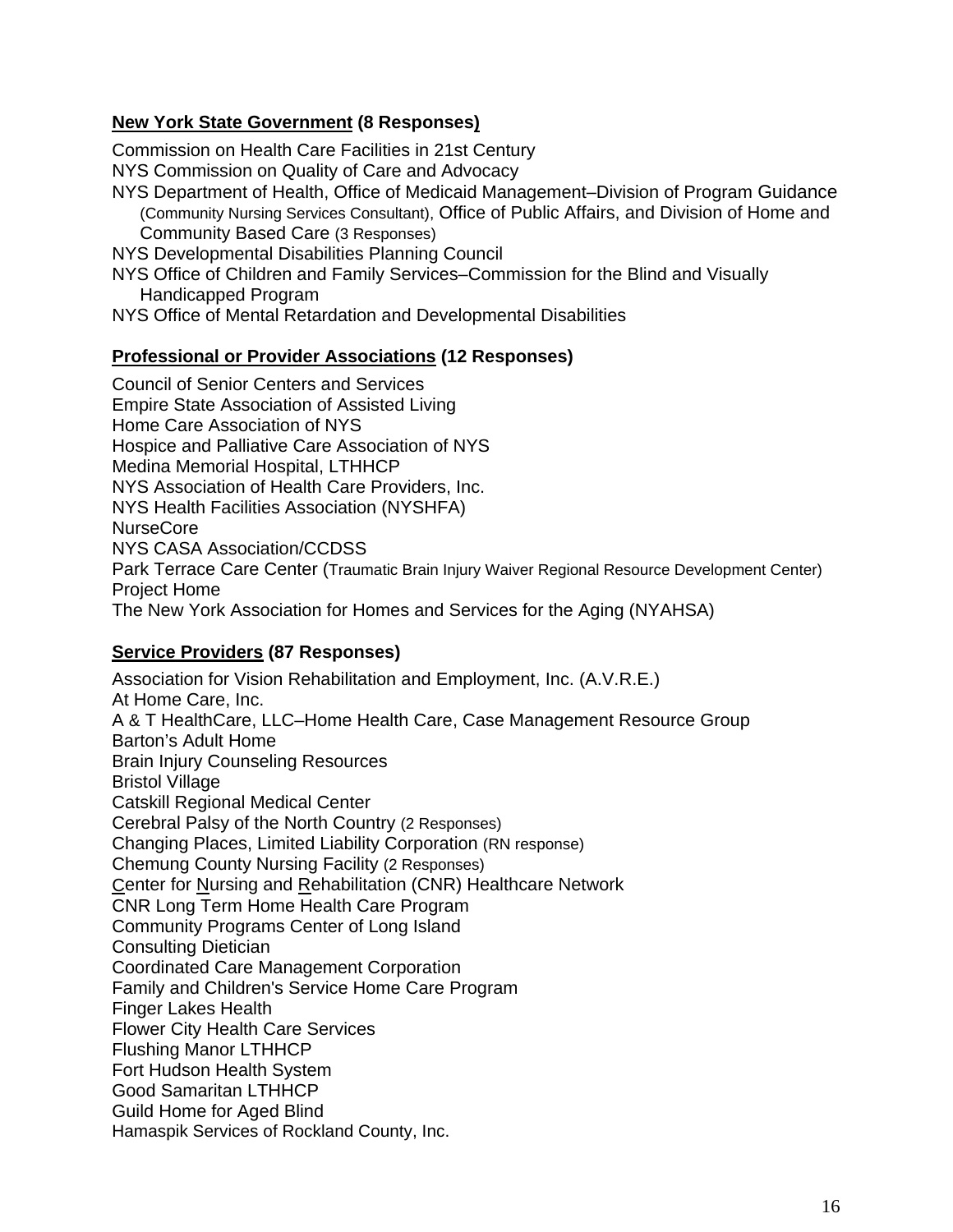**<u>New York State Government</u> (8 Responses)**

Commission on Health Care Facilities in 21st Century
NYS Commission on Quality of Care and Advocacy
NYS Department of Health, Office of Medicaid Management–Division of Program Guidance (Community Nursing Services Consultant), Office of Public Affairs, and Division of Home and Community Based Care (3 Responses)
NYS Developmental Disabilities Planning Council
NYS Office of Children and Family Services–Commission for the Blind and Visually Handicapped Program
NYS Office of Mental Retardation and Developmental Disabilities

**<u>Professional or Provider Associations</u> (12 Responses)**

Council of Senior Centers and Services
Empire State Association of Assisted Living
Home Care Association of NYS
Hospice and Palliative Care Association of NYS
Medina Memorial Hospital, LTHHCP
NYS Association of Health Care Providers, Inc.
NYS Health Facilities Association (NYSHFA)
NurseCore
NYS CASA Association/CCDSS
Park Terrace Care Center (Traumatic Brain Injury Waiver Regional Resource Development Center)
Project Home
The New York Association for Homes and Services for the Aging (NYAHSA)

**<u>Service Providers</u> (87 Responses)**

Association for Vision Rehabilitation and Employment, Inc. (A.V.R.E.)
At Home Care, Inc.
A & T HealthCare, LLC–Home Health Care, Case Management Resource Group
Barton's Adult Home
Brain Injury Counseling Resources
Bristol Village
Catskill Regional Medical Center
Cerebral Palsy of the North Country (2 Responses)
Changing Places, Limited Liability Corporation (RN response)
Chemung County Nursing Facility (2 Responses)
<u>C</u>enter for <u>N</u>ursing and <u>R</u>ehabilitation (CNR) Healthcare Network
CNR Long Term Home Health Care Program
Community Programs Center of Long Island
Consulting Dietician
Coordinated Care Management Corporation
Family and Children's Service Home Care Program
Finger Lakes Health
Flower City Health Care Services
Flushing Manor LTHHCP
Fort Hudson Health System
Good Samaritan LTHHCP
Guild Home for Aged Blind
Hamaspik Services of Rockland County, Inc.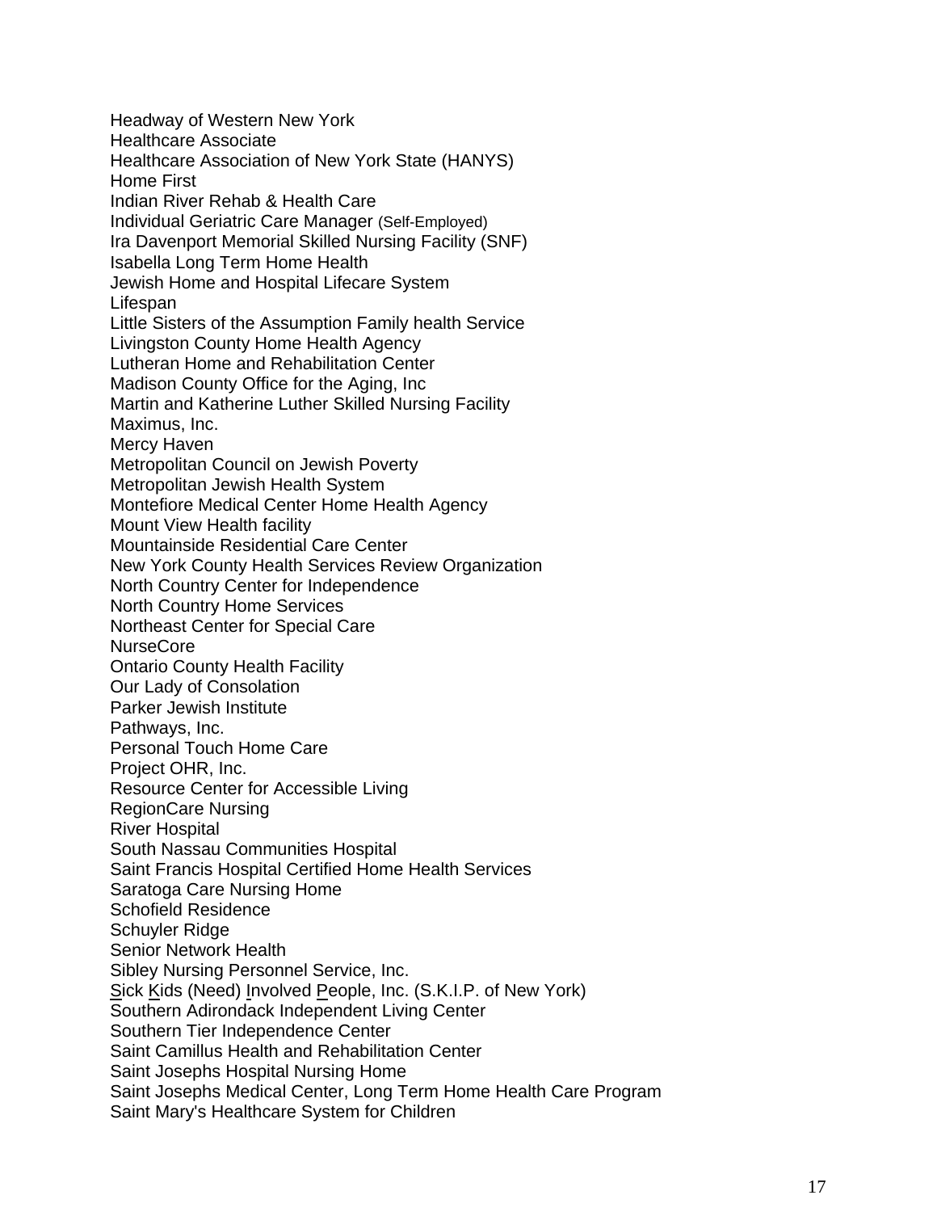Headway of Western New York
Healthcare Associate
Healthcare Association of New York State (HANYS)
Home First
Indian River Rehab & Health Care
Individual Geriatric Care Manager (Self-Employed)
Ira Davenport Memorial Skilled Nursing Facility (SNF)
Isabella Long Term Home Health
Jewish Home and Hospital Lifecare System
Lifespan
Little Sisters of the Assumption Family health Service
Livingston County Home Health Agency
Lutheran Home and Rehabilitation Center
Madison County Office for the Aging, Inc
Martin and Katherine Luther Skilled Nursing Facility
Maximus, Inc.
Mercy Haven
Metropolitan Council on Jewish Poverty
Metropolitan Jewish Health System
Montefiore Medical Center Home Health Agency
Mount View Health facility
Mountainside Residential Care Center
New York County Health Services Review Organization
North Country Center for Independence
North Country Home Services
Northeast Center for Special Care
NurseCore
Ontario County Health Facility
Our Lady of Consolation
Parker Jewish Institute
Pathways, Inc.
Personal Touch Home Care
Project OHR, Inc.
Resource Center for Accessible Living
RegionCare Nursing
River Hospital
South Nassau Communities Hospital
Saint Francis Hospital Certified Home Health Services
Saratoga Care Nursing Home
Schofield Residence
Schuyler Ridge
Senior Network Health
Sibley Nursing Personnel Service, Inc.
<u>S</u>ick <u>K</u>ids (Need) <u>I</u>nvolved <u>P</u>eople, Inc. (S.K.I.P. of New York)
Southern Adirondack Independent Living Center
Southern Tier Independence Center
Saint Camillus Health and Rehabilitation Center
Saint Josephs Hospital Nursing Home
Saint Josephs Medical Center, Long Term Home Health Care Program
Saint Mary's Healthcare System for Children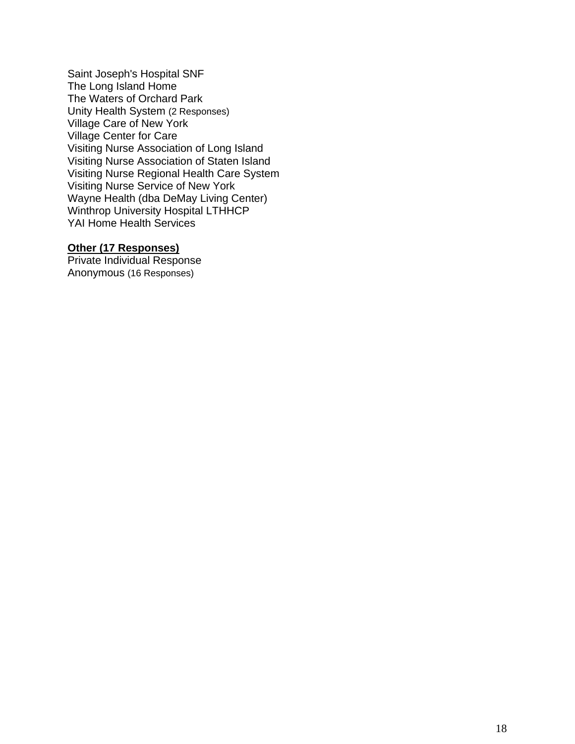Saint Joseph's Hospital SNF
The Long Island Home
The Waters of Orchard Park
Unity Health System (2 Responses)
Village Care of New York
Village Center for Care
Visiting Nurse Association of Long Island
Visiting Nurse Association of Staten Island
Visiting Nurse Regional Health Care System
Visiting Nurse Service of New York
Wayne Health (dba DeMay Living Center)
Winthrop University Hospital LTHHCP
YAI Home Health Services

**Other (17 Responses)**
Private Individual Response
Anonymous (16 Responses)